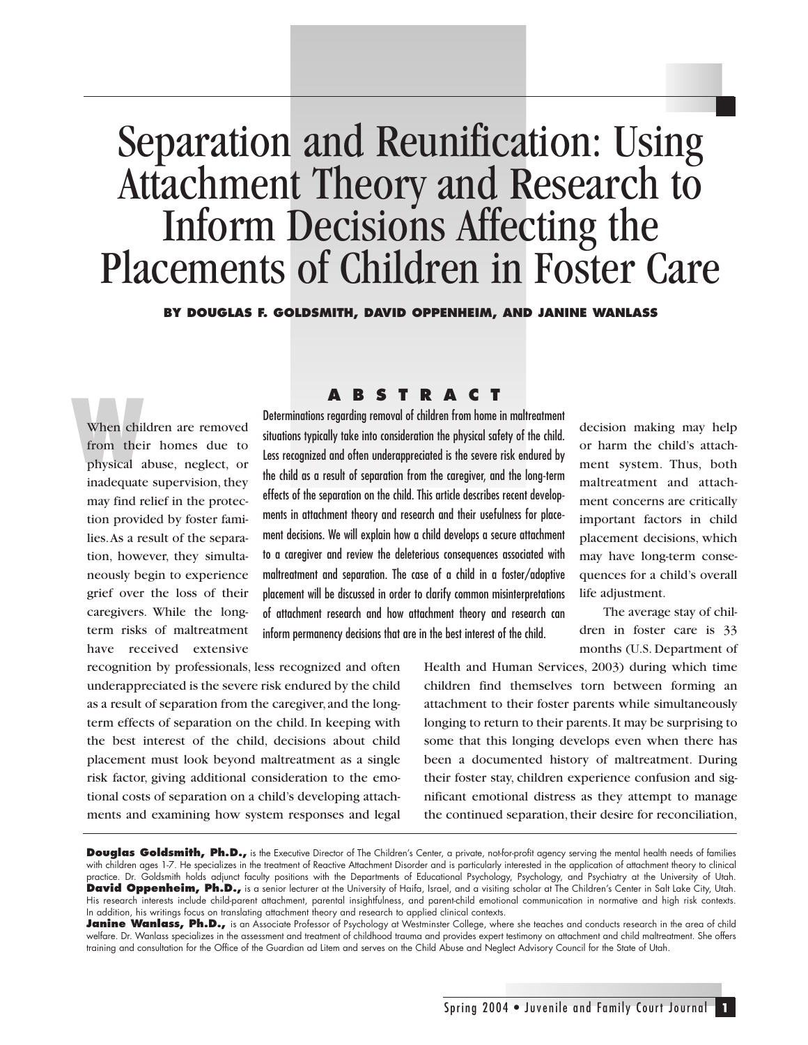# Separation and Reunification: Using Attachment Theory and Research to Inform Decisions Affecting the Placements of Children in Foster Care

**BY DOUGLAS F. GOLDSMITH, DAVID OPPENHEIM, AND JANINE WANLASS**

## ABSTRACT

Determinations regarding removal of children from home in maltreatment situations typically take into consideration the physical safety of the child. Less recognized and often underappreciated is the severe risk endured by the child as a result of separation from the caregiver, and the long-term effects of the separation on the child. This article describes recent developments in attachment theory and research and their usefulness for placement decisions. We will explain how a child develops a secure attachment to a caregiver and review the deleterious consequences associated with maltreatment and separation. The case of a child in a foster/adoptive placement will be discussed in order to clarify common misinterpretations of attachment research and how attachment theory and research can inform permanency decisions that are in the best interest of the child.

When children are removed from their homes due to physical abuse, neglect, or inadequate supervision, they may find relief in the protection provided by foster families. As a result of the separation, however, they simultaneously begin to experience grief over the loss of their caregivers. While the long-term risks of maltreatment have received extensive recognition by professionals, less recognized and often underappreciated is the severe risk endured by the child as a result of separation from the caregiver, and the long-term effects of separation on the child. In keeping with the best interest of the child, decisions about child placement must look beyond maltreatment as a single risk factor, giving additional consideration to the emotional costs of separation on a child's developing attachments and examining how system responses and legal decision making may help or harm the child's attachment system. Thus, both maltreatment and attachment concerns are critically important factors in child placement decisions, which may have long-term consequences for a child's overall life adjustment.

The average stay of children in foster care is 33 months (U.S. Department of Health and Human Services, 2003) during which time children find themselves torn between forming an attachment to their foster parents while simultaneously longing to return to their parents. It may be surprising to some that this longing develops even when there has been a documented history of maltreatment. During their foster stay, children experience confusion and significant emotional distress as they attempt to manage the continued separation, their desire for reconciliation,

---

**Douglas Goldsmith, Ph.D.,** is the Executive Director of The Children's Center, a private, not-for-profit agency serving the mental health needs of families with children ages 1-7. He specializes in the treatment of Reactive Attachment Disorder and is particularly interested in the application of attachment theory to clinical practice. Dr. Goldsmith holds adjunct faculty positions with the Departments of Educational Psychology, Psychology, and Psychiatry at the University of Utah.
**David Oppenheim, Ph.D.,** is a senior lecturer at the University of Haifa, Israel, and a visiting scholar at The Children's Center in Salt Lake City, Utah. His research interests include child-parent attachment, parental insightfulness, and parent-child emotional communication in normative and high risk contexts. In addition, his writings focus on translating attachment theory and research to applied clinical contexts.
**Janine Wanlass, Ph.D.,** is an Associate Professor of Psychology at Westminster College, where she teaches and conducts research in the area of child welfare. Dr. Wanlass specializes in the assessment and treatment of childhood trauma and provides expert testimony on attachment and child maltreatment. She offers training and consultation for the Office of the Guardian ad Litem and serves on the Child Abuse and Neglect Advisory Council for the State of Utah.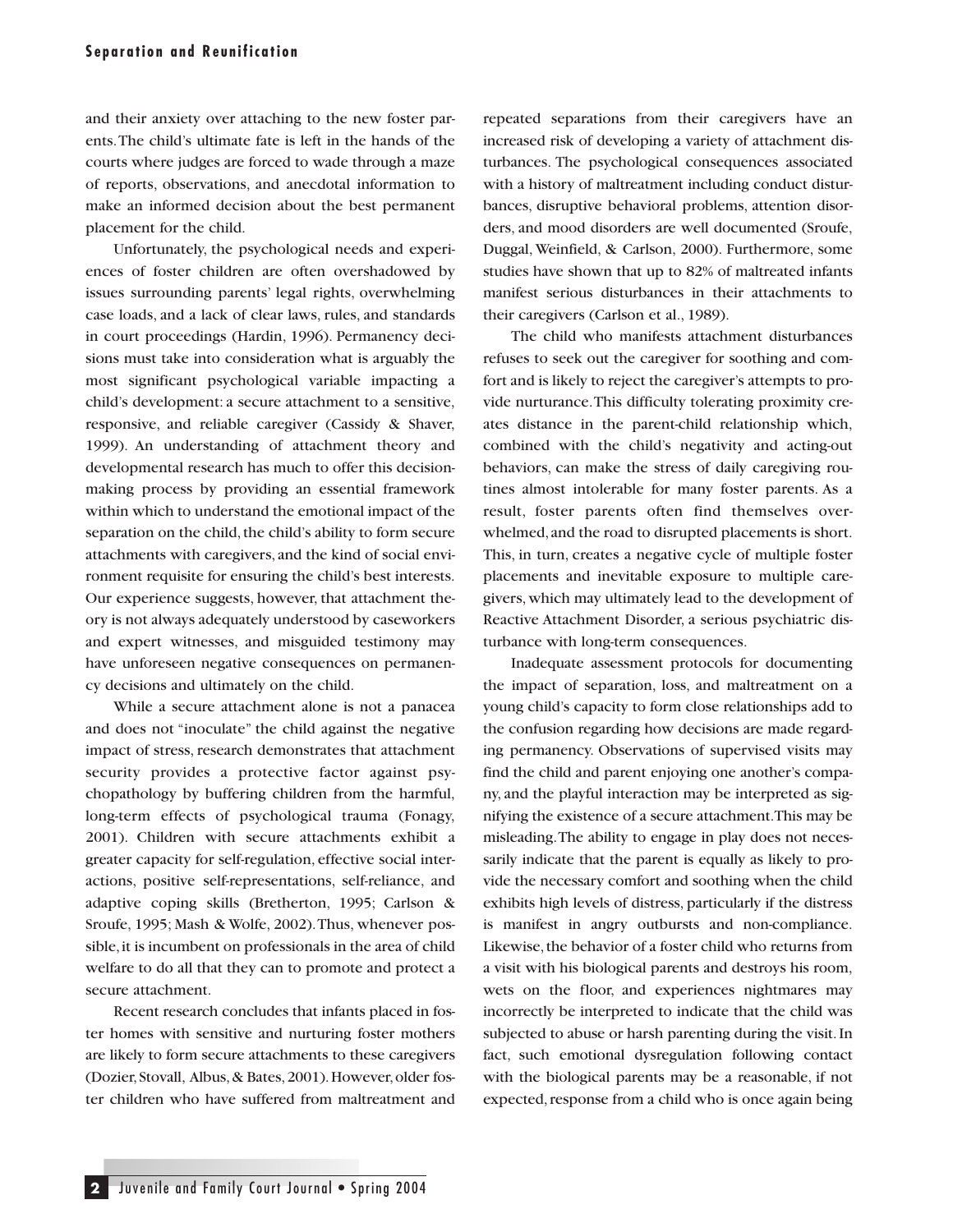and their anxiety over attaching to the new foster parents. The child's ultimate fate is left in the hands of the courts where judges are forced to wade through a maze of reports, observations, and anecdotal information to make an informed decision about the best permanent placement for the child.

Unfortunately, the psychological needs and experiences of foster children are often overshadowed by issues surrounding parents' legal rights, overwhelming case loads, and a lack of clear laws, rules, and standards in court proceedings (Hardin, 1996). Permanency decisions must take into consideration what is arguably the most significant psychological variable impacting a child's development: a secure attachment to a sensitive, responsive, and reliable caregiver (Cassidy & Shaver, 1999). An understanding of attachment theory and developmental research has much to offer this decision-making process by providing an essential framework within which to understand the emotional impact of the separation on the child, the child's ability to form secure attachments with caregivers, and the kind of social environment requisite for ensuring the child's best interests. Our experience suggests, however, that attachment theory is not always adequately understood by caseworkers and expert witnesses, and misguided testimony may have unforeseen negative consequences on permanency decisions and ultimately on the child.

While a secure attachment alone is not a panacea and does not "inoculate" the child against the negative impact of stress, research demonstrates that attachment security provides a protective factor against psychopathology by buffering children from the harmful, long-term effects of psychological trauma (Fonagy, 2001). Children with secure attachments exhibit a greater capacity for self-regulation, effective social interactions, positive self-representations, self-reliance, and adaptive coping skills (Bretherton, 1995; Carlson & Sroufe, 1995; Mash & Wolfe, 2002). Thus, whenever possible, it is incumbent on professionals in the area of child welfare to do all that they can to promote and protect a secure attachment.

Recent research concludes that infants placed in foster homes with sensitive and nurturing foster mothers are likely to form secure attachments to these caregivers (Dozier, Stovall, Albus, & Bates, 2001). However, older foster children who have suffered from maltreatment and repeated separations from their caregivers have an increased risk of developing a variety of attachment disturbances. The psychological consequences associated with a history of maltreatment including conduct disturbances, disruptive behavioral problems, attention disorders, and mood disorders are well documented (Sroufe, Duggal, Weinfield, & Carlson, 2000). Furthermore, some studies have shown that up to 82% of maltreated infants manifest serious disturbances in their attachments to their caregivers (Carlson et al., 1989).

The child who manifests attachment disturbances refuses to seek out the caregiver for soothing and comfort and is likely to reject the caregiver's attempts to provide nurturance. This difficulty tolerating proximity creates distance in the parent-child relationship which, combined with the child's negativity and acting-out behaviors, can make the stress of daily caregiving routines almost intolerable for many foster parents. As a result, foster parents often find themselves overwhelmed, and the road to disrupted placements is short. This, in turn, creates a negative cycle of multiple foster placements and inevitable exposure to multiple caregivers, which may ultimately lead to the development of Reactive Attachment Disorder, a serious psychiatric disturbance with long-term consequences.

Inadequate assessment protocols for documenting the impact of separation, loss, and maltreatment on a young child's capacity to form close relationships add to the confusion regarding how decisions are made regarding permanency. Observations of supervised visits may find the child and parent enjoying one another's company, and the playful interaction may be interpreted as signifying the existence of a secure attachment. This may be misleading. The ability to engage in play does not necessarily indicate that the parent is equally as likely to provide the necessary comfort and soothing when the child exhibits high levels of distress, particularly if the distress is manifest in angry outbursts and non-compliance. Likewise, the behavior of a foster child who returns from a visit with his biological parents and destroys his room, wets on the floor, and experiences nightmares may incorrectly be interpreted to indicate that the child was subjected to abuse or harsh parenting during the visit. In fact, such emotional dysregulation following contact with the biological parents may be a reasonable, if not expected, response from a child who is once again being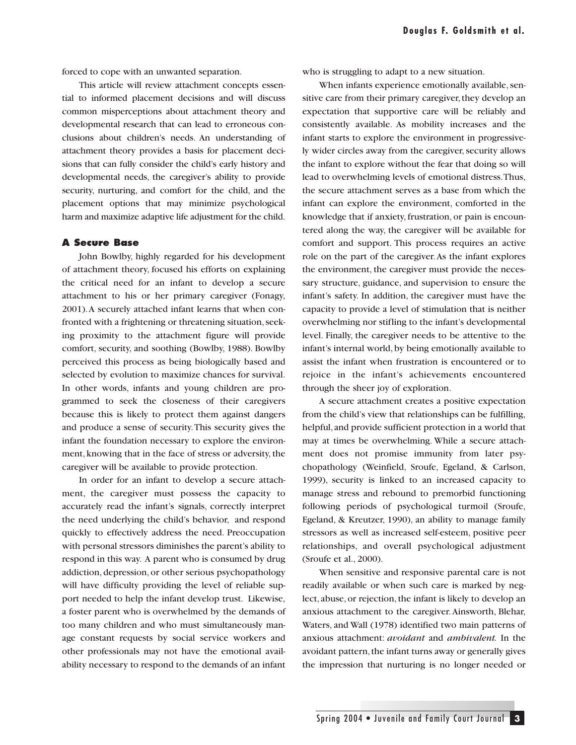forced to cope with an unwanted separation.

This article will review attachment concepts essential to informed placement decisions and will discuss common misperceptions about attachment theory and developmental research that can lead to erroneous conclusions about children's needs. An understanding of attachment theory provides a basis for placement decisions that can fully consider the child's early history and developmental needs, the caregiver's ability to provide security, nurturing, and comfort for the child, and the placement options that may minimize psychological harm and maximize adaptive life adjustment for the child.

### A Secure Base

John Bowlby, highly regarded for his development of attachment theory, focused his efforts on explaining the critical need for an infant to develop a secure attachment to his or her primary caregiver (Fonagy, 2001). A securely attached infant learns that when confronted with a frightening or threatening situation, seeking proximity to the attachment figure will provide comfort, security, and soothing (Bowlby, 1988). Bowlby perceived this process as being biologically based and selected by evolution to maximize chances for survival. In other words, infants and young children are programmed to seek the closeness of their caregivers because this is likely to protect them against dangers and produce a sense of security. This security gives the infant the foundation necessary to explore the environment, knowing that in the face of stress or adversity, the caregiver will be available to provide protection.

In order for an infant to develop a secure attachment, the caregiver must possess the capacity to accurately read the infant's signals, correctly interpret the need underlying the child's behavior, and respond quickly to effectively address the need. Preoccupation with personal stressors diminishes the parent's ability to respond in this way. A parent who is consumed by drug addiction, depression, or other serious psychopathology will have difficulty providing the level of reliable support needed to help the infant develop trust. Likewise, a foster parent who is overwhelmed by the demands of too many children and who must simultaneously manage constant requests by social service workers and other professionals may not have the emotional availability necessary to respond to the demands of an infant who is struggling to adapt to a new situation.

When infants experience emotionally available, sensitive care from their primary caregiver, they develop an expectation that supportive care will be reliably and consistently available. As mobility increases and the infant starts to explore the environment in progressively wider circles away from the caregiver, security allows the infant to explore without the fear that doing so will lead to overwhelming levels of emotional distress. Thus, the secure attachment serves as a base from which the infant can explore the environment, comforted in the knowledge that if anxiety, frustration, or pain is encountered along the way, the caregiver will be available for comfort and support. This process requires an active role on the part of the caregiver. As the infant explores the environment, the caregiver must provide the necessary structure, guidance, and supervision to ensure the infant's safety. In addition, the caregiver must have the capacity to provide a level of stimulation that is neither overwhelming nor stifling to the infant's developmental level. Finally, the caregiver needs to be attentive to the infant's internal world, by being emotionally available to assist the infant when frustration is encountered or to rejoice in the infant's achievements encountered through the sheer joy of exploration.

A secure attachment creates a positive expectation from the child's view that relationships can be fulfilling, helpful, and provide sufficient protection in a world that may at times be overwhelming. While a secure attachment does not promise immunity from later psychopathology (Weinfield, Sroufe, Egeland, & Carlson, 1999), security is linked to an increased capacity to manage stress and rebound to premorbid functioning following periods of psychological turmoil (Sroufe, Egeland, & Kreutzer, 1990), an ability to manage family stressors as well as increased self-esteem, positive peer relationships, and overall psychological adjustment (Sroufe et al., 2000).

When sensitive and responsive parental care is not readily available or when such care is marked by neglect, abuse, or rejection, the infant is likely to develop an anxious attachment to the caregiver. Ainsworth, Blehar, Waters, and Wall (1978) identified two main patterns of anxious attachment: ***avoidant*** and ***ambivalent.*** In the avoidant pattern, the infant turns away or generally gives the impression that nurturing is no longer needed or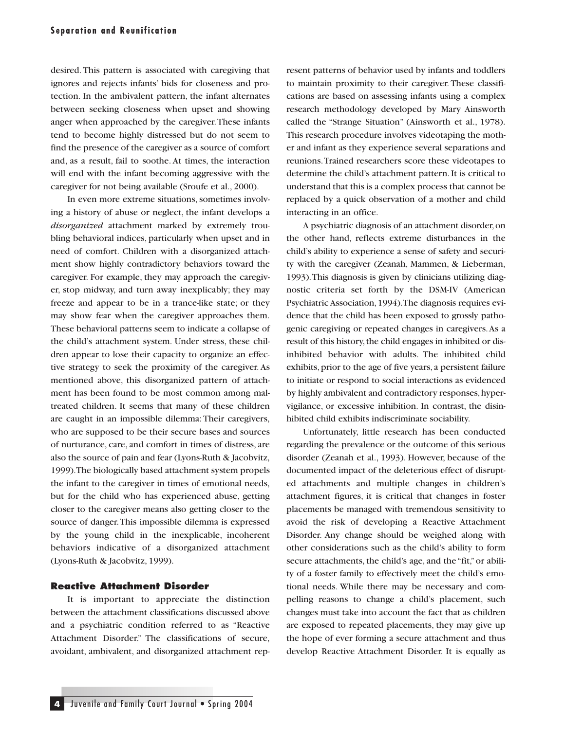desired. This pattern is associated with caregiving that ignores and rejects infants' bids for closeness and protection. In the ambivalent pattern, the infant alternates between seeking closeness when upset and showing anger when approached by the caregiver. These infants tend to become highly distressed but do not seem to find the presence of the caregiver as a source of comfort and, as a result, fail to soothe. At times, the interaction will end with the infant becoming aggressive with the caregiver for not being available (Sroufe et al., 2000).

In even more extreme situations, sometimes involving a history of abuse or neglect, the infant develops a *disorganized* attachment marked by extremely troubling behavioral indices, particularly when upset and in need of comfort. Children with a disorganized attachment show highly contradictory behaviors toward the caregiver. For example, they may approach the caregiver, stop midway, and turn away inexplicably; they may freeze and appear to be in a trance-like state; or they may show fear when the caregiver approaches them. These behavioral patterns seem to indicate a collapse of the child's attachment system. Under stress, these children appear to lose their capacity to organize an effective strategy to seek the proximity of the caregiver. As mentioned above, this disorganized pattern of attachment has been found to be most common among maltreated children. It seems that many of these children are caught in an impossible dilemma: Their caregivers, who are supposed to be their secure bases and sources of nurturance, care, and comfort in times of distress, are also the source of pain and fear (Lyons-Ruth & Jacobvitz, 1999). The biologically based attachment system propels the infant to the caregiver in times of emotional needs, but for the child who has experienced abuse, getting closer to the caregiver means also getting closer to the source of danger. This impossible dilemma is expressed by the young child in the inexplicable, incoherent behaviors indicative of a disorganized attachment (Lyons-Ruth & Jacobvitz, 1999).

### Reactive Attachment Disorder

It is important to appreciate the distinction between the attachment classifications discussed above and a psychiatric condition referred to as "Reactive Attachment Disorder." The classifications of secure, avoidant, ambivalent, and disorganized attachment represent patterns of behavior used by infants and toddlers to maintain proximity to their caregiver. These classifications are based on assessing infants using a complex research methodology developed by Mary Ainsworth called the "Strange Situation" (Ainsworth et al., 1978). This research procedure involves videotaping the mother and infant as they experience several separations and reunions. Trained researchers score these videotapes to determine the child's attachment pattern. It is critical to understand that this is a complex process that cannot be replaced by a quick observation of a mother and child interacting in an office.

A psychiatric diagnosis of an attachment disorder, on the other hand, reflects extreme disturbances in the child's ability to experience a sense of safety and security with the caregiver (Zeanah, Mammen, & Lieberman, 1993). This diagnosis is given by clinicians utilizing diagnostic criteria set forth by the DSM-IV (American Psychiatric Association, 1994). The diagnosis requires evidence that the child has been exposed to grossly pathogenic caregiving or repeated changes in caregivers. As a result of this history, the child engages in inhibited or disinhibited behavior with adults. The inhibited child exhibits, prior to the age of five years, a persistent failure to initiate or respond to social interactions as evidenced by highly ambivalent and contradictory responses, hypervigilance, or excessive inhibition. In contrast, the disinhibited child exhibits indiscriminate sociability.

Unfortunately, little research has been conducted regarding the prevalence or the outcome of this serious disorder (Zeanah et al., 1993). However, because of the documented impact of the deleterious effect of disrupted attachments and multiple changes in children's attachment figures, it is critical that changes in foster placements be managed with tremendous sensitivity to avoid the risk of developing a Reactive Attachment Disorder. Any change should be weighed along with other considerations such as the child's ability to form secure attachments, the child's age, and the "fit," or ability of a foster family to effectively meet the child's emotional needs. While there may be necessary and compelling reasons to change a child's placement, such changes must take into account the fact that as children are exposed to repeated placements, they may give up the hope of ever forming a secure attachment and thus develop Reactive Attachment Disorder. It is equally as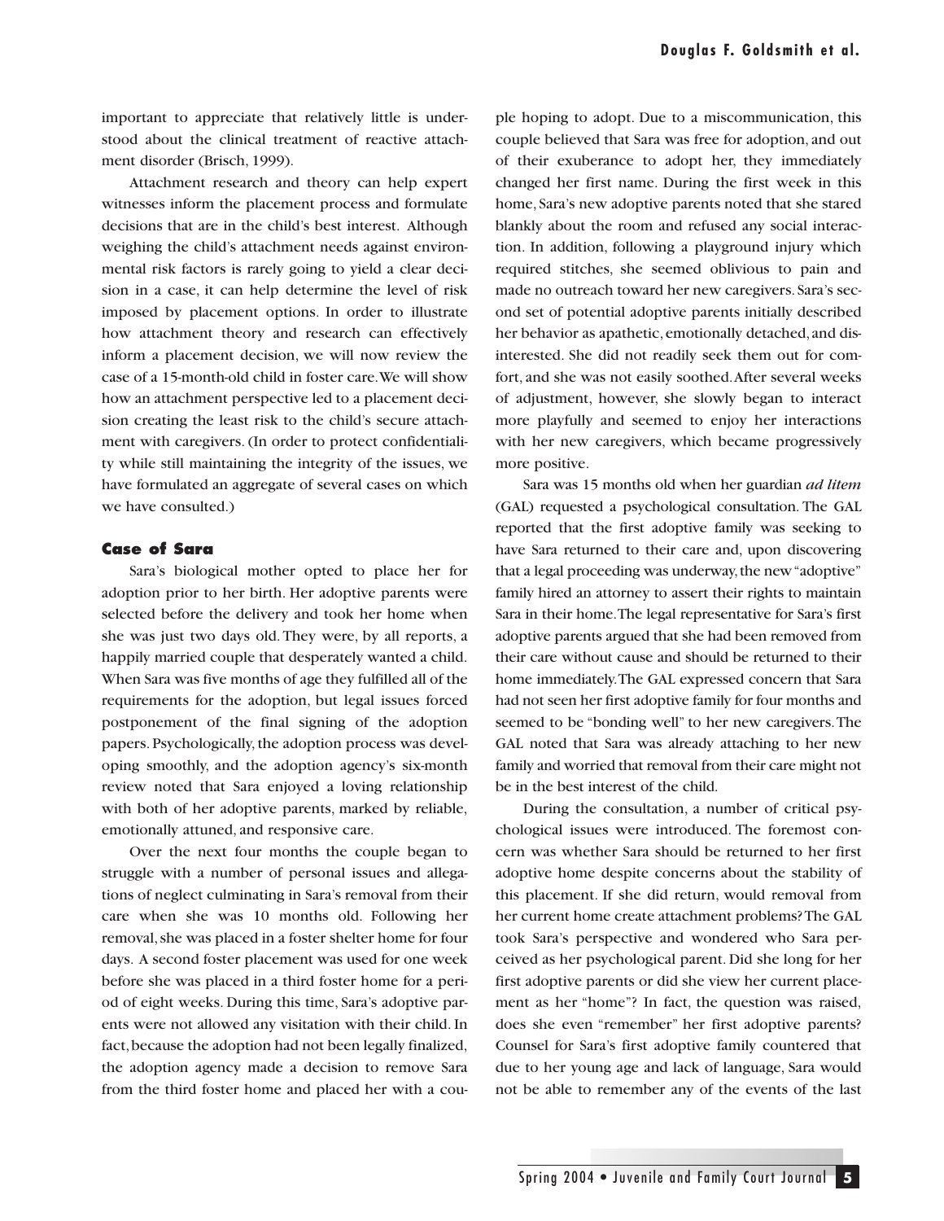important to appreciate that relatively little is understood about the clinical treatment of reactive attachment disorder (Brisch, 1999).

Attachment research and theory can help expert witnesses inform the placement process and formulate decisions that are in the child's best interest. Although weighing the child's attachment needs against environmental risk factors is rarely going to yield a clear decision in a case, it can help determine the level of risk imposed by placement options. In order to illustrate how attachment theory and research can effectively inform a placement decision, we will now review the case of a 15-month-old child in foster care. We will show how an attachment perspective led to a placement decision creating the least risk to the child's secure attachment with caregivers. (In order to protect confidentiality while still maintaining the integrity of the issues, we have formulated an aggregate of several cases on which we have consulted.)

### Case of Sara

Sara's biological mother opted to place her for adoption prior to her birth. Her adoptive parents were selected before the delivery and took her home when she was just two days old. They were, by all reports, a happily married couple that desperately wanted a child. When Sara was five months of age they fulfilled all of the requirements for the adoption, but legal issues forced postponement of the final signing of the adoption papers. Psychologically, the adoption process was developing smoothly, and the adoption agency's six-month review noted that Sara enjoyed a loving relationship with both of her adoptive parents, marked by reliable, emotionally attuned, and responsive care.

Over the next four months the couple began to struggle with a number of personal issues and allegations of neglect culminating in Sara's removal from their care when she was 10 months old. Following her removal, she was placed in a foster shelter home for four days. A second foster placement was used for one week before she was placed in a third foster home for a period of eight weeks. During this time, Sara's adoptive parents were not allowed any visitation with their child. In fact, because the adoption had not been legally finalized, the adoption agency made a decision to remove Sara from the third foster home and placed her with a couple hoping to adopt. Due to a miscommunication, this couple believed that Sara was free for adoption, and out of their exuberance to adopt her, they immediately changed her first name. During the first week in this home, Sara's new adoptive parents noted that she stared blankly about the room and refused any social interaction. In addition, following a playground injury which required stitches, she seemed oblivious to pain and made no outreach toward her new caregivers. Sara's second set of potential adoptive parents initially described her behavior as apathetic, emotionally detached, and disinterested. She did not readily seek them out for comfort, and she was not easily soothed. After several weeks of adjustment, however, she slowly began to interact more playfully and seemed to enjoy her interactions with her new caregivers, which became progressively more positive.

Sara was 15 months old when her guardian *ad litem* (GAL) requested a psychological consultation. The GAL reported that the first adoptive family was seeking to have Sara returned to their care and, upon discovering that a legal proceeding was underway, the new "adoptive" family hired an attorney to assert their rights to maintain Sara in their home. The legal representative for Sara's first adoptive parents argued that she had been removed from their care without cause and should be returned to their home immediately. The GAL expressed concern that Sara had not seen her first adoptive family for four months and seemed to be "bonding well" to her new caregivers. The GAL noted that Sara was already attaching to her new family and worried that removal from their care might not be in the best interest of the child.

During the consultation, a number of critical psychological issues were introduced. The foremost concern was whether Sara should be returned to her first adoptive home despite concerns about the stability of this placement. If she did return, would removal from her current home create attachment problems? The GAL took Sara's perspective and wondered who Sara perceived as her psychological parent. Did she long for her first adoptive parents or did she view her current placement as her "home"? In fact, the question was raised, does she even "remember" her first adoptive parents? Counsel for Sara's first adoptive family countered that due to her young age and lack of language, Sara would not be able to remember any of the events of the last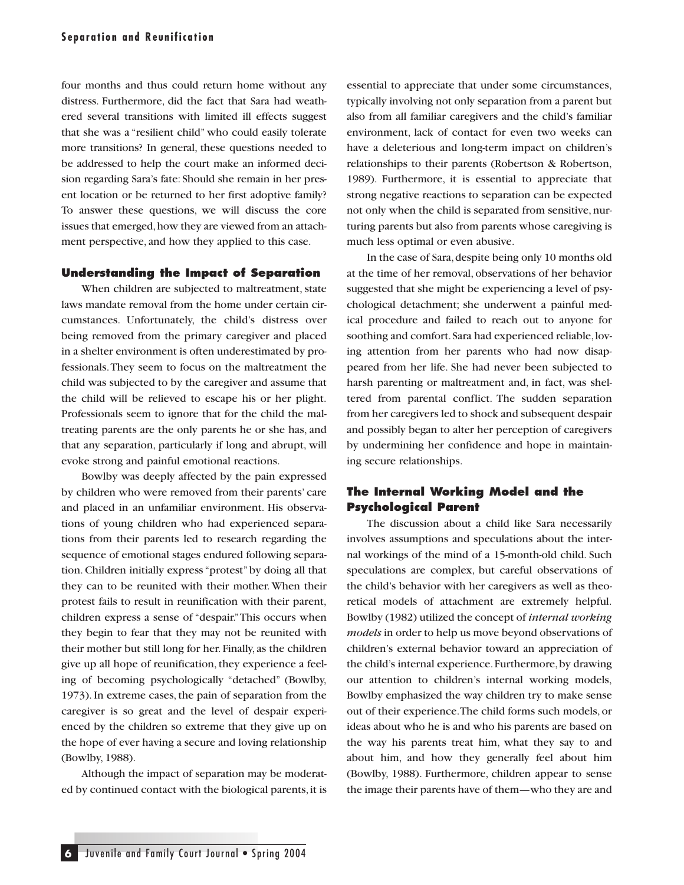four months and thus could return home without any distress. Furthermore, did the fact that Sara had weathered several transitions with limited ill effects suggest that she was a "resilient child" who could easily tolerate more transitions? In general, these questions needed to be addressed to help the court make an informed decision regarding Sara's fate: Should she remain in her present location or be returned to her first adoptive family? To answer these questions, we will discuss the core issues that emerged, how they are viewed from an attachment perspective, and how they applied to this case.

## Understanding the Impact of Separation

When children are subjected to maltreatment, state laws mandate removal from the home under certain circumstances. Unfortunately, the child's distress over being removed from the primary caregiver and placed in a shelter environment is often underestimated by professionals. They seem to focus on the maltreatment the child was subjected to by the caregiver and assume that the child will be relieved to escape his or her plight. Professionals seem to ignore that for the child the maltreating parents are the only parents he or she has, and that any separation, particularly if long and abrupt, will evoke strong and painful emotional reactions.

Bowlby was deeply affected by the pain expressed by children who were removed from their parents' care and placed in an unfamiliar environment. His observations of young children who had experienced separations from their parents led to research regarding the sequence of emotional stages endured following separation. Children initially express "protest" by doing all that they can to be reunited with their mother. When their protest fails to result in reunification with their parent, children express a sense of "despair." This occurs when they begin to fear that they may not be reunited with their mother but still long for her. Finally, as the children give up all hope of reunification, they experience a feeling of becoming psychologically "detached" (Bowlby, 1973). In extreme cases, the pain of separation from the caregiver is so great and the level of despair experienced by the children so extreme that they give up on the hope of ever having a secure and loving relationship (Bowlby, 1988).

Although the impact of separation may be moderated by continued contact with the biological parents, it is essential to appreciate that under some circumstances, typically involving not only separation from a parent but also from all familiar caregivers and the child's familiar environment, lack of contact for even two weeks can have a deleterious and long-term impact on children's relationships to their parents (Robertson & Robertson, 1989). Furthermore, it is essential to appreciate that strong negative reactions to separation can be expected not only when the child is separated from sensitive, nurturing parents but also from parents whose caregiving is much less optimal or even abusive.

In the case of Sara, despite being only 10 months old at the time of her removal, observations of her behavior suggested that she might be experiencing a level of psychological detachment; she underwent a painful medical procedure and failed to reach out to anyone for soothing and comfort. Sara had experienced reliable, loving attention from her parents who had now disappeared from her life. She had never been subjected to harsh parenting or maltreatment and, in fact, was sheltered from parental conflict. The sudden separation from her caregivers led to shock and subsequent despair and possibly began to alter her perception of caregivers by undermining her confidence and hope in maintaining secure relationships.

## The Internal Working Model and the Psychological Parent

The discussion about a child like Sara necessarily involves assumptions and speculations about the internal workings of the mind of a 15-month-old child. Such speculations are complex, but careful observations of the child's behavior with her caregivers as well as theoretical models of attachment are extremely helpful. Bowlby (1982) utilized the concept of *internal working models* in order to help us move beyond observations of children's external behavior toward an appreciation of the child's internal experience. Furthermore, by drawing our attention to children's internal working models, Bowlby emphasized the way children try to make sense out of their experience. The child forms such models, or ideas about who he is and who his parents are based on the way his parents treat him, what they say to and about him, and how they generally feel about him (Bowlby, 1988). Furthermore, children appear to sense the image their parents have of them—who they are and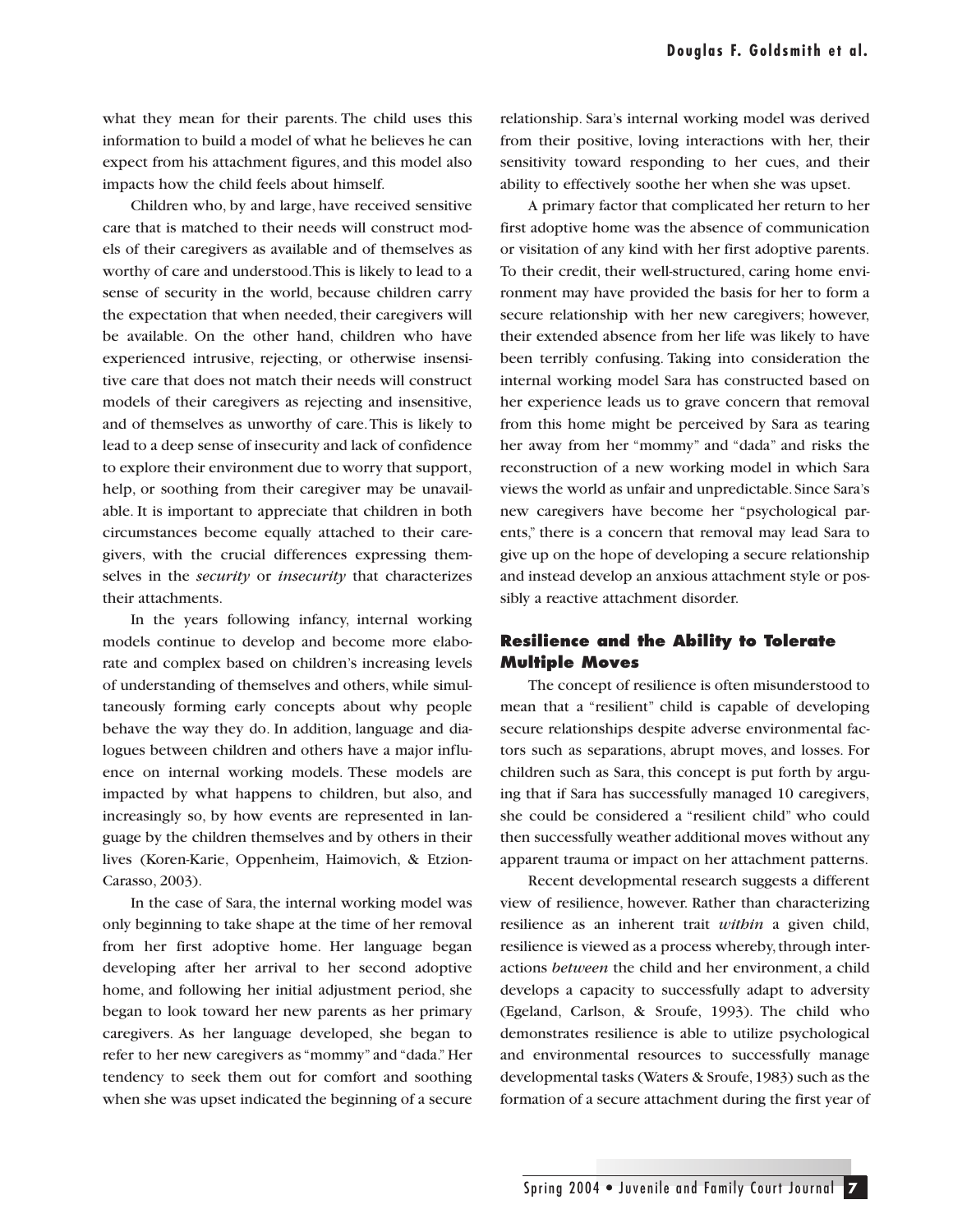what they mean for their parents. The child uses this information to build a model of what he believes he can expect from his attachment figures, and this model also impacts how the child feels about himself.

Children who, by and large, have received sensitive care that is matched to their needs will construct models of their caregivers as available and of themselves as worthy of care and understood. This is likely to lead to a sense of security in the world, because children carry the expectation that when needed, their caregivers will be available. On the other hand, children who have experienced intrusive, rejecting, or otherwise insensitive care that does not match their needs will construct models of their caregivers as rejecting and insensitive, and of themselves as unworthy of care. This is likely to lead to a deep sense of insecurity and lack of confidence to explore their environment due to worry that support, help, or soothing from their caregiver may be unavailable. It is important to appreciate that children in both circumstances become equally attached to their caregivers, with the crucial differences expressing themselves in the *security* or *insecurity* that characterizes their attachments.

In the years following infancy, internal working models continue to develop and become more elaborate and complex based on children's increasing levels of understanding of themselves and others, while simultaneously forming early concepts about why people behave the way they do. In addition, language and dialogues between children and others have a major influence on internal working models. These models are impacted by what happens to children, but also, and increasingly so, by how events are represented in language by the children themselves and by others in their lives (Koren-Karie, Oppenheim, Haimovich, & Etzion-Carasso, 2003).

In the case of Sara, the internal working model was only beginning to take shape at the time of her removal from her first adoptive home. Her language began developing after her arrival to her second adoptive home, and following her initial adjustment period, she began to look toward her new parents as her primary caregivers. As her language developed, she began to refer to her new caregivers as "mommy" and "dada." Her tendency to seek them out for comfort and soothing when she was upset indicated the beginning of a secure relationship. Sara's internal working model was derived from their positive, loving interactions with her, their sensitivity toward responding to her cues, and their ability to effectively soothe her when she was upset.

A primary factor that complicated her return to her first adoptive home was the absence of communication or visitation of any kind with her first adoptive parents. To their credit, their well-structured, caring home environment may have provided the basis for her to form a secure relationship with her new caregivers; however, their extended absence from her life was likely to have been terribly confusing. Taking into consideration the internal working model Sara has constructed based on her experience leads us to grave concern that removal from this home might be perceived by Sara as tearing her away from her "mommy" and "dada" and risks the reconstruction of a new working model in which Sara views the world as unfair and unpredictable. Since Sara's new caregivers have become her "psychological parents," there is a concern that removal may lead Sara to give up on the hope of developing a secure relationship and instead develop an anxious attachment style or possibly a reactive attachment disorder.

## Resilience and the Ability to Tolerate Multiple Moves

The concept of resilience is often misunderstood to mean that a "resilient" child is capable of developing secure relationships despite adverse environmental factors such as separations, abrupt moves, and losses. For children such as Sara, this concept is put forth by arguing that if Sara has successfully managed 10 caregivers, she could be considered a "resilient child" who could then successfully weather additional moves without any apparent trauma or impact on her attachment patterns.

Recent developmental research suggests a different view of resilience, however. Rather than characterizing resilience as an inherent trait *within* a given child, resilience is viewed as a process whereby, through interactions *between* the child and her environment, a child develops a capacity to successfully adapt to adversity (Egeland, Carlson, & Sroufe, 1993). The child who demonstrates resilience is able to utilize psychological and environmental resources to successfully manage developmental tasks (Waters & Sroufe, 1983) such as the formation of a secure attachment during the first year of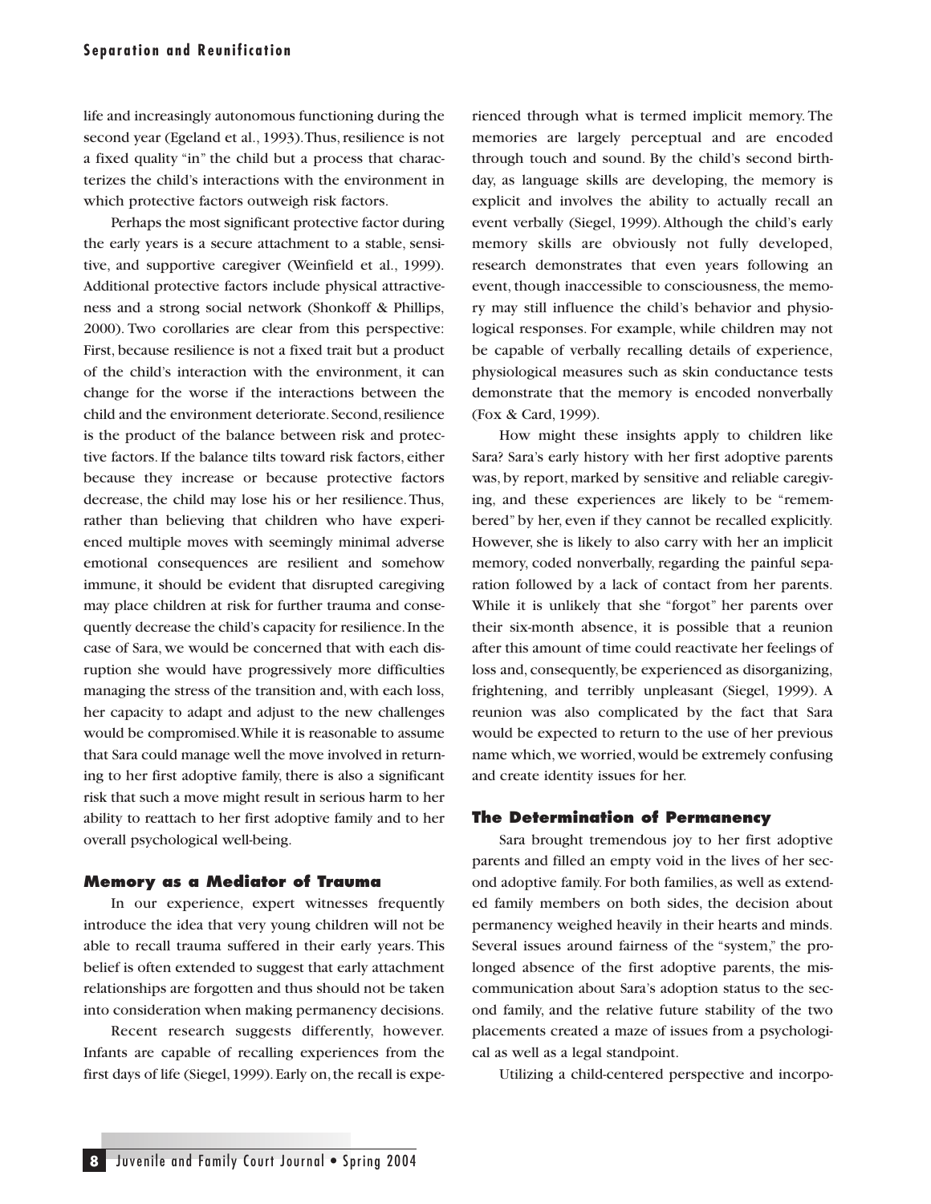life and increasingly autonomous functioning during the second year (Egeland et al., 1993). Thus, resilience is not a fixed quality "in" the child but a process that characterizes the child's interactions with the environment in which protective factors outweigh risk factors.

Perhaps the most significant protective factor during the early years is a secure attachment to a stable, sensitive, and supportive caregiver (Weinfield et al., 1999). Additional protective factors include physical attractiveness and a strong social network (Shonkoff & Phillips, 2000). Two corollaries are clear from this perspective: First, because resilience is not a fixed trait but a product of the child's interaction with the environment, it can change for the worse if the interactions between the child and the environment deteriorate. Second, resilience is the product of the balance between risk and protective factors. If the balance tilts toward risk factors, either because they increase or because protective factors decrease, the child may lose his or her resilience. Thus, rather than believing that children who have experienced multiple moves with seemingly minimal adverse emotional consequences are resilient and somehow immune, it should be evident that disrupted caregiving may place children at risk for further trauma and consequently decrease the child's capacity for resilience. In the case of Sara, we would be concerned that with each disruption she would have progressively more difficulties managing the stress of the transition and, with each loss, her capacity to adapt and adjust to the new challenges would be compromised. While it is reasonable to assume that Sara could manage well the move involved in returning to her first adoptive family, there is also a significant risk that such a move might result in serious harm to her ability to reattach to her first adoptive family and to her overall psychological well-being.

### Memory as a Mediator of Trauma

In our experience, expert witnesses frequently introduce the idea that very young children will not be able to recall trauma suffered in their early years. This belief is often extended to suggest that early attachment relationships are forgotten and thus should not be taken into consideration when making permanency decisions.

Recent research suggests differently, however. Infants are capable of recalling experiences from the first days of life (Siegel, 1999). Early on, the recall is experienced through what is termed implicit memory. The memories are largely perceptual and are encoded through touch and sound. By the child's second birthday, as language skills are developing, the memory is explicit and involves the ability to actually recall an event verbally (Siegel, 1999). Although the child's early memory skills are obviously not fully developed, research demonstrates that even years following an event, though inaccessible to consciousness, the memory may still influence the child's behavior and physiological responses. For example, while children may not be capable of verbally recalling details of experience, physiological measures such as skin conductance tests demonstrate that the memory is encoded nonverbally (Fox & Card, 1999).

How might these insights apply to children like Sara? Sara's early history with her first adoptive parents was, by report, marked by sensitive and reliable caregiving, and these experiences are likely to be "remembered" by her, even if they cannot be recalled explicitly. However, she is likely to also carry with her an implicit memory, coded nonverbally, regarding the painful separation followed by a lack of contact from her parents. While it is unlikely that she "forgot" her parents over their six-month absence, it is possible that a reunion after this amount of time could reactivate her feelings of loss and, consequently, be experienced as disorganizing, frightening, and terribly unpleasant (Siegel, 1999). A reunion was also complicated by the fact that Sara would be expected to return to the use of her previous name which, we worried, would be extremely confusing and create identity issues for her.

### The Determination of Permanency

Sara brought tremendous joy to her first adoptive parents and filled an empty void in the lives of her second adoptive family. For both families, as well as extended family members on both sides, the decision about permanency weighed heavily in their hearts and minds. Several issues around fairness of the "system," the prolonged absence of the first adoptive parents, the miscommunication about Sara's adoption status to the second family, and the relative future stability of the two placements created a maze of issues from a psychological as well as a legal standpoint.

Utilizing a child-centered perspective and incorpo-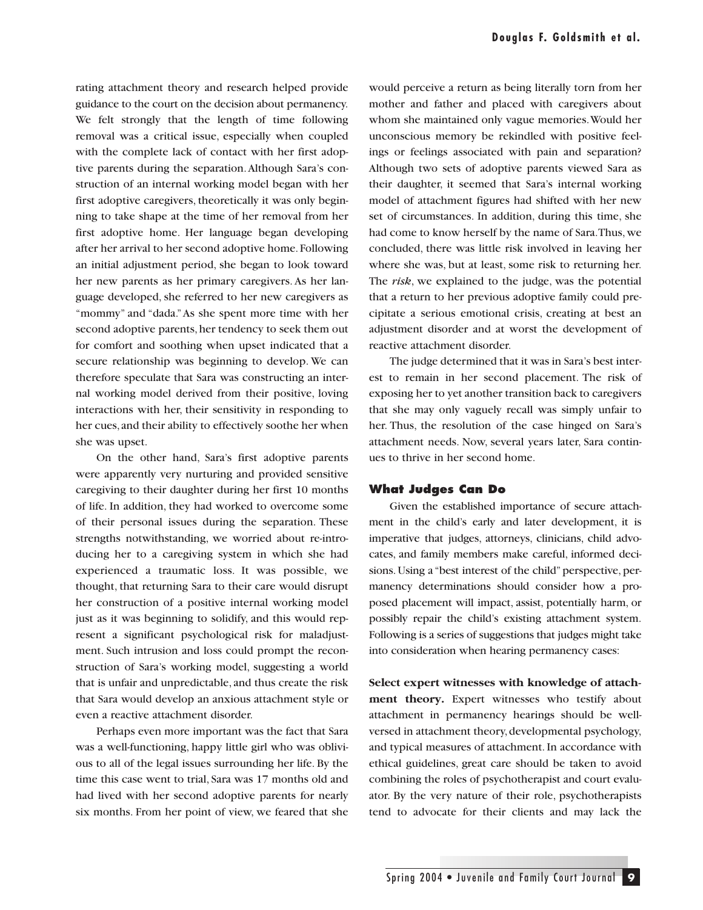rating attachment theory and research helped provide guidance to the court on the decision about permanency. We felt strongly that the length of time following removal was a critical issue, especially when coupled with the complete lack of contact with her first adoptive parents during the separation. Although Sara's construction of an internal working model began with her first adoptive caregivers, theoretically it was only beginning to take shape at the time of her removal from her first adoptive home. Her language began developing after her arrival to her second adoptive home. Following an initial adjustment period, she began to look toward her new parents as her primary caregivers. As her language developed, she referred to her new caregivers as "mommy" and "dada." As she spent more time with her second adoptive parents, her tendency to seek them out for comfort and soothing when upset indicated that a secure relationship was beginning to develop. We can therefore speculate that Sara was constructing an internal working model derived from their positive, loving interactions with her, their sensitivity in responding to her cues, and their ability to effectively soothe her when she was upset.

On the other hand, Sara's first adoptive parents were apparently very nurturing and provided sensitive caregiving to their daughter during her first 10 months of life. In addition, they had worked to overcome some of their personal issues during the separation. These strengths notwithstanding, we worried about re-introducing her to a caregiving system in which she had experienced a traumatic loss. It was possible, we thought, that returning Sara to their care would disrupt her construction of a positive internal working model just as it was beginning to solidify, and this would represent a significant psychological risk for maladjustment. Such intrusion and loss could prompt the reconstruction of Sara's working model, suggesting a world that is unfair and unpredictable, and thus create the risk that Sara would develop an anxious attachment style or even a reactive attachment disorder.

Perhaps even more important was the fact that Sara was a well-functioning, happy little girl who was oblivious to all of the legal issues surrounding her life. By the time this case went to trial, Sara was 17 months old and had lived with her second adoptive parents for nearly six months. From her point of view, we feared that she would perceive a return as being literally torn from her mother and father and placed with caregivers about whom she maintained only vague memories. Would her unconscious memory be rekindled with positive feelings or feelings associated with pain and separation? Although two sets of adoptive parents viewed Sara as their daughter, it seemed that Sara's internal working model of attachment figures had shifted with her new set of circumstances. In addition, during this time, she had come to know herself by the name of Sara. Thus, we concluded, there was little risk involved in leaving her where she was, but at least, some risk to returning her. The *risk*, we explained to the judge, was the potential that a return to her previous adoptive family could precipitate a serious emotional crisis, creating at best an adjustment disorder and at worst the development of reactive attachment disorder.

The judge determined that it was in Sara's best interest to remain in her second placement. The risk of exposing her to yet another transition back to caregivers that she may only vaguely recall was simply unfair to her. Thus, the resolution of the case hinged on Sara's attachment needs. Now, several years later, Sara continues to thrive in her second home.

### What Judges Can Do

Given the established importance of secure attachment in the child's early and later development, it is imperative that judges, attorneys, clinicians, child advocates, and family members make careful, informed decisions. Using a "best interest of the child" perspective, permanency determinations should consider how a proposed placement will impact, assist, potentially harm, or possibly repair the child's existing attachment system. Following is a series of suggestions that judges might take into consideration when hearing permanency cases:

**Select expert witnesses with knowledge of attachment theory.** Expert witnesses who testify about attachment in permanency hearings should be well-versed in attachment theory, developmental psychology, and typical measures of attachment. In accordance with ethical guidelines, great care should be taken to avoid combining the roles of psychotherapist and court evaluator. By the very nature of their role, psychotherapists tend to advocate for their clients and may lack the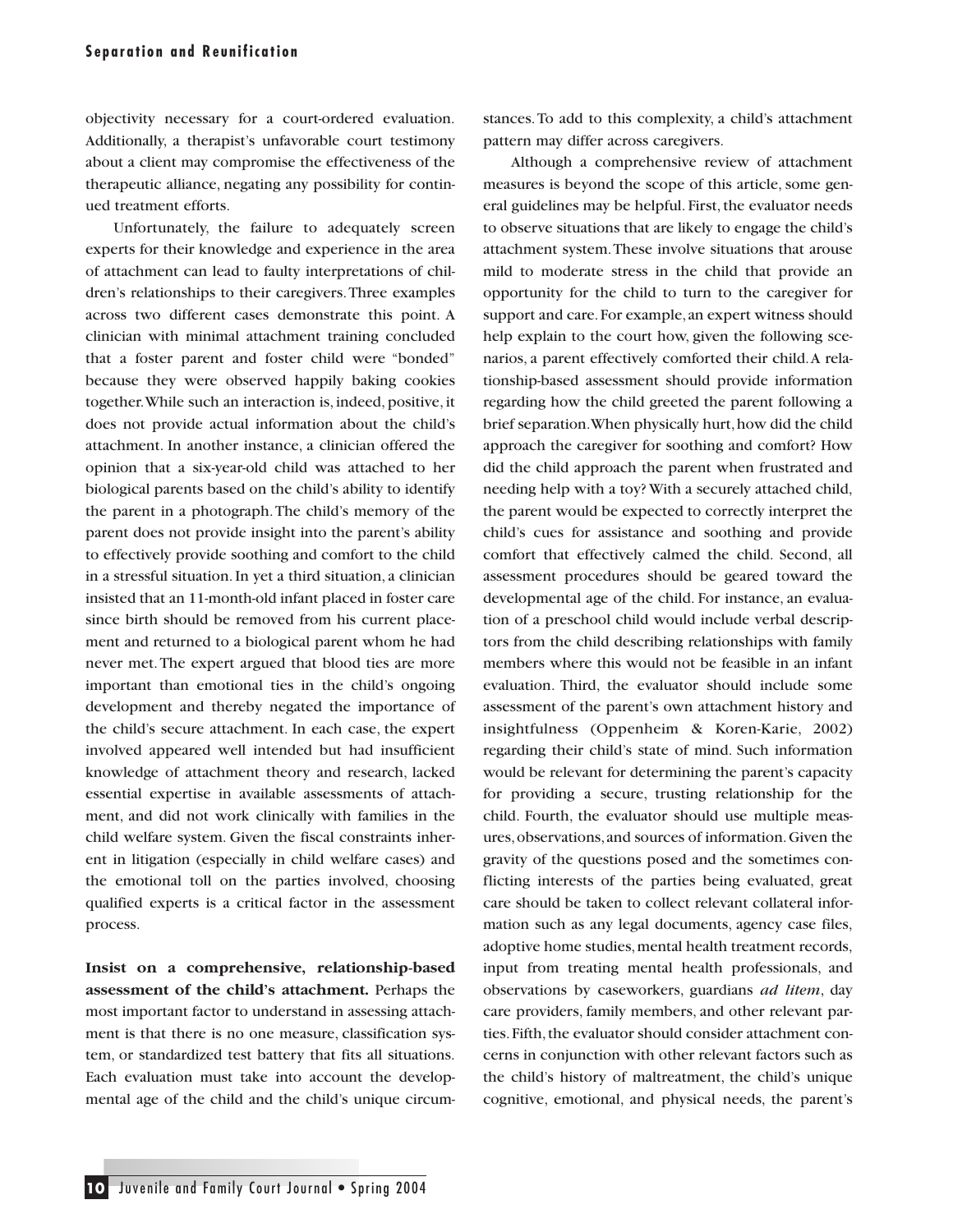objectivity necessary for a court-ordered evaluation. Additionally, a therapist's unfavorable court testimony about a client may compromise the effectiveness of the therapeutic alliance, negating any possibility for continued treatment efforts.

Unfortunately, the failure to adequately screen experts for their knowledge and experience in the area of attachment can lead to faulty interpretations of children's relationships to their caregivers. Three examples across two different cases demonstrate this point. A clinician with minimal attachment training concluded that a foster parent and foster child were "bonded" because they were observed happily baking cookies together. While such an interaction is, indeed, positive, it does not provide actual information about the child's attachment. In another instance, a clinician offered the opinion that a six-year-old child was attached to her biological parents based on the child's ability to identify the parent in a photograph. The child's memory of the parent does not provide insight into the parent's ability to effectively provide soothing and comfort to the child in a stressful situation. In yet a third situation, a clinician insisted that an 11-month-old infant placed in foster care since birth should be removed from his current placement and returned to a biological parent whom he had never met. The expert argued that blood ties are more important than emotional ties in the child's ongoing development and thereby negated the importance of the child's secure attachment. In each case, the expert involved appeared well intended but had insufficient knowledge of attachment theory and research, lacked essential expertise in available assessments of attachment, and did not work clinically with families in the child welfare system. Given the fiscal constraints inherent in litigation (especially in child welfare cases) and the emotional toll on the parties involved, choosing qualified experts is a critical factor in the assessment process.

**Insist on a comprehensive, relationship-based assessment of the child's attachment.** Perhaps the most important factor to understand in assessing attachment is that there is no one measure, classification system, or standardized test battery that fits all situations. Each evaluation must take into account the developmental age of the child and the child's unique circumstances. To add to this complexity, a child's attachment pattern may differ across caregivers.

Although a comprehensive review of attachment measures is beyond the scope of this article, some general guidelines may be helpful. First, the evaluator needs to observe situations that are likely to engage the child's attachment system. These involve situations that arouse mild to moderate stress in the child that provide an opportunity for the child to turn to the caregiver for support and care. For example, an expert witness should help explain to the court how, given the following scenarios, a parent effectively comforted their child. A relationship-based assessment should provide information regarding how the child greeted the parent following a brief separation. When physically hurt, how did the child approach the caregiver for soothing and comfort? How did the child approach the parent when frustrated and needing help with a toy? With a securely attached child, the parent would be expected to correctly interpret the child's cues for assistance and soothing and provide comfort that effectively calmed the child. Second, all assessment procedures should be geared toward the developmental age of the child. For instance, an evaluation of a preschool child would include verbal descriptors from the child describing relationships with family members where this would not be feasible in an infant evaluation. Third, the evaluator should include some assessment of the parent's own attachment history and insightfulness (Oppenheim & Koren-Karie, 2002) regarding their child's state of mind. Such information would be relevant for determining the parent's capacity for providing a secure, trusting relationship for the child. Fourth, the evaluator should use multiple measures, observations, and sources of information. Given the gravity of the questions posed and the sometimes conflicting interests of the parties being evaluated, great care should be taken to collect relevant collateral information such as any legal documents, agency case files, adoptive home studies, mental health treatment records, input from treating mental health professionals, and observations by caseworkers, guardians *ad litem*, day care providers, family members, and other relevant parties. Fifth, the evaluator should consider attachment concerns in conjunction with other relevant factors such as the child's history of maltreatment, the child's unique cognitive, emotional, and physical needs, the parent's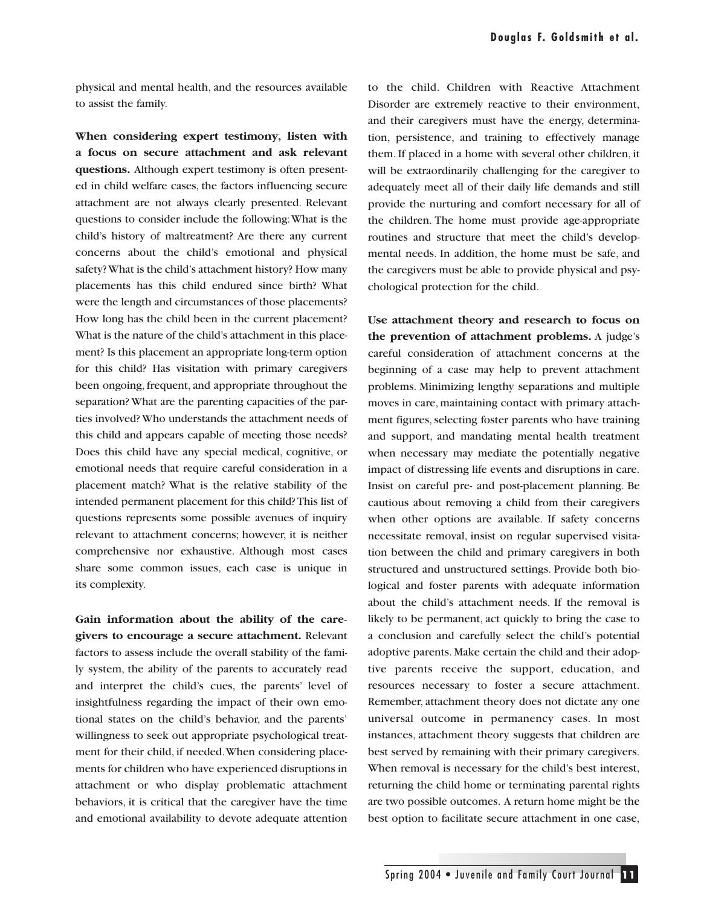physical and mental health, and the resources available to assist the family.

**When considering expert testimony, listen with a focus on secure attachment and ask relevant questions.** Although expert testimony is often presented in child welfare cases, the factors influencing secure attachment are not always clearly presented. Relevant questions to consider include the following: What is the child's history of maltreatment? Are there any current concerns about the child's emotional and physical safety? What is the child's attachment history? How many placements has this child endured since birth? What were the length and circumstances of those placements? How long has the child been in the current placement? What is the nature of the child's attachment in this placement? Is this placement an appropriate long-term option for this child? Has visitation with primary caregivers been ongoing, frequent, and appropriate throughout the separation? What are the parenting capacities of the parties involved? Who understands the attachment needs of this child and appears capable of meeting those needs? Does this child have any special medical, cognitive, or emotional needs that require careful consideration in a placement match? What is the relative stability of the intended permanent placement for this child? This list of questions represents some possible avenues of inquiry relevant to attachment concerns; however, it is neither comprehensive nor exhaustive. Although most cases share some common issues, each case is unique in its complexity.

**Gain information about the ability of the caregivers to encourage a secure attachment.** Relevant factors to assess include the overall stability of the family system, the ability of the parents to accurately read and interpret the child's cues, the parents' level of insightfulness regarding the impact of their own emotional states on the child's behavior, and the parents' willingness to seek out appropriate psychological treatment for their child, if needed. When considering placements for children who have experienced disruptions in attachment or who display problematic attachment behaviors, it is critical that the caregiver have the time and emotional availability to devote adequate attention to the child. Children with Reactive Attachment Disorder are extremely reactive to their environment, and their caregivers must have the energy, determination, persistence, and training to effectively manage them. If placed in a home with several other children, it will be extraordinarily challenging for the caregiver to adequately meet all of their daily life demands and still provide the nurturing and comfort necessary for all of the children. The home must provide age-appropriate routines and structure that meet the child's developmental needs. In addition, the home must be safe, and the caregivers must be able to provide physical and psychological protection for the child.

**Use attachment theory and research to focus on the prevention of attachment problems.** A judge's careful consideration of attachment concerns at the beginning of a case may help to prevent attachment problems. Minimizing lengthy separations and multiple moves in care, maintaining contact with primary attachment figures, selecting foster parents who have training and support, and mandating mental health treatment when necessary may mediate the potentially negative impact of distressing life events and disruptions in care. Insist on careful pre- and post-placement planning. Be cautious about removing a child from their caregivers when other options are available. If safety concerns necessitate removal, insist on regular supervised visitation between the child and primary caregivers in both structured and unstructured settings. Provide both biological and foster parents with adequate information about the child's attachment needs. If the removal is likely to be permanent, act quickly to bring the case to a conclusion and carefully select the child's potential adoptive parents. Make certain the child and their adoptive parents receive the support, education, and resources necessary to foster a secure attachment. Remember, attachment theory does not dictate any one universal outcome in permanency cases. In most instances, attachment theory suggests that children are best served by remaining with their primary caregivers. When removal is necessary for the child's best interest, returning the child home or terminating parental rights are two possible outcomes. A return home might be the best option to facilitate secure attachment in one case,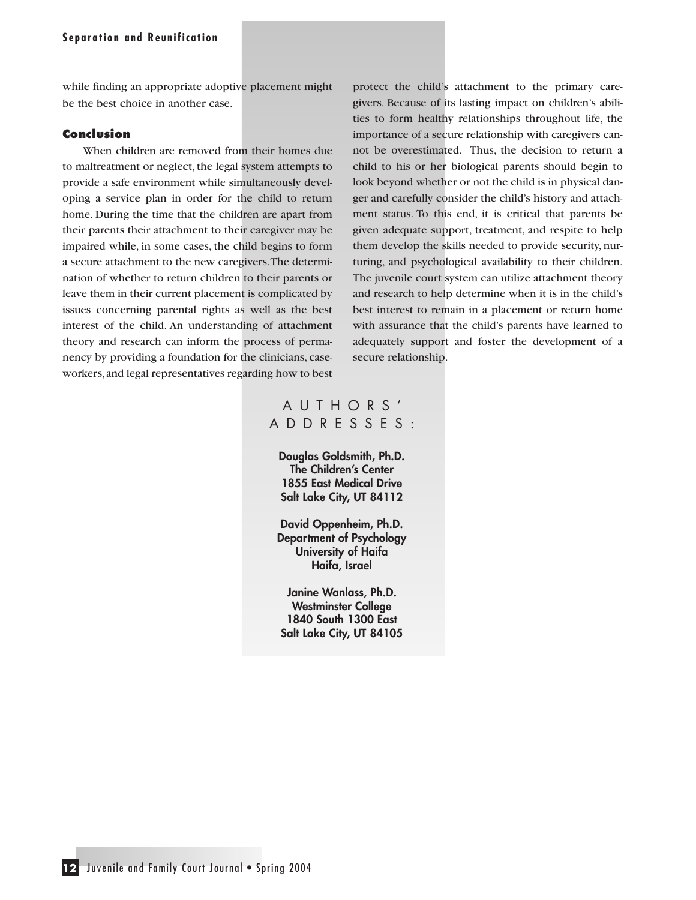while finding an appropriate adoptive placement might be the best choice in another case.

### Conclusion

When children are removed from their homes due to maltreatment or neglect, the legal system attempts to provide a safe environment while simultaneously developing a service plan in order for the child to return home. During the time that the children are apart from their parents their attachment to their caregiver may be impaired while, in some cases, the child begins to form a secure attachment to the new caregivers. The determination of whether to return children to their parents or leave them in their current placement is complicated by issues concerning parental rights as well as the best interest of the child. An understanding of attachment theory and research can inform the process of permanency by providing a foundation for the clinicians, caseworkers, and legal representatives regarding how to best protect the child's attachment to the primary caregivers. Because of its lasting impact on children's abilities to form healthy relationships throughout life, the importance of a secure relationship with caregivers cannot be overestimated. Thus, the decision to return a child to his or her biological parents should begin to look beyond whether or not the child is in physical danger and carefully consider the child's history and attachment status. To this end, it is critical that parents be given adequate support, treatment, and respite to help them develop the skills needed to provide security, nurturing, and psychological availability to their children. The juvenile court system can utilize attachment theory and research to help determine when it is in the child's best interest to remain in a placement or return home with assurance that the child's parents have learned to adequately support and foster the development of a secure relationship.

## AUTHORS' ADDRESSES:

**Douglas Goldsmith, Ph.D.**
**The Children's Center**
**1855 East Medical Drive**
**Salt Lake City, UT 84112**

**David Oppenheim, Ph.D.**
**Department of Psychology**
**University of Haifa**
**Haifa, Israel**

**Janine Wanlass, Ph.D.**
**Westminster College**
**1840 South 1300 East**
**Salt Lake City, UT 84105**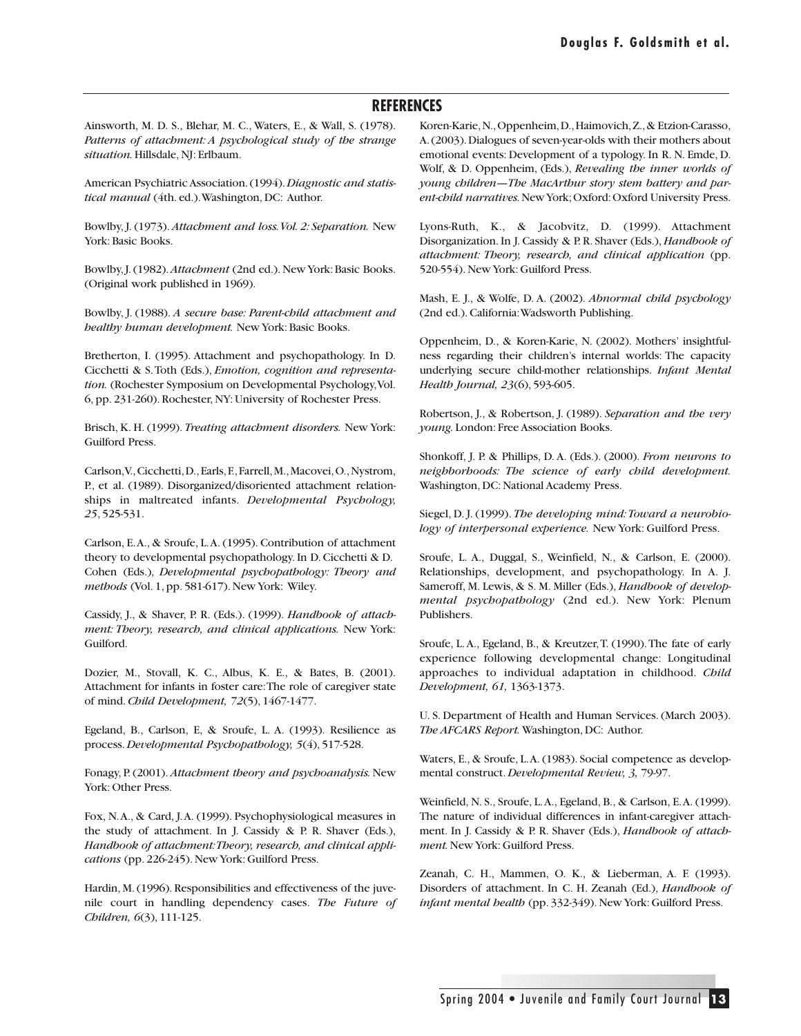## REFERENCES

Ainsworth, M. D. S., Blehar, M. C., Waters, E., & Wall, S. (1978). *Patterns of attachment: A psychological study of the strange situation.* Hillsdale, NJ: Erlbaum.

American Psychiatric Association. (1994). *Diagnostic and statistical manual* (4th. ed.). Washington, DC: Author.

Bowlby, J. (1973). *Attachment and loss. Vol. 2: Separation.* New York: Basic Books.

Bowlby, J. (1982). *Attachment* (2nd ed.). New York: Basic Books. (Original work published in 1969).

Bowlby, J. (1988). *A secure base: Parent-child attachment and healthy human development.* New York: Basic Books.

Bretherton, I. (1995). Attachment and psychopathology. In D. Cicchetti & S. Toth (Eds.), *Emotion, cognition and representation.* (Rochester Symposium on Developmental Psychology, Vol. 6, pp. 231-260). Rochester, NY: University of Rochester Press.

Brisch, K. H. (1999). *Treating attachment disorders.* New York: Guilford Press.

Carlson, V., Cicchetti, D., Earls, F., Farrell, M., Macovei, O., Nystrom, P., et al. (1989). Disorganized/disoriented attachment relationships in maltreated infants. *Developmental Psychology, 25*, 525-531.

Carlson, E. A., & Sroufe, L. A. (1995). Contribution of attachment theory to developmental psychopathology. In D. Cicchetti & D. Cohen (Eds.), *Developmental psychopathology: Theory and methods* (Vol. 1, pp. 581-617). New York: Wiley.

Cassidy, J., & Shaver, P. R. (Eds.). (1999). *Handbook of attachment: Theory, research, and clinical applications.* New York: Guilford.

Dozier, M., Stovall, K. C., Albus, K. E., & Bates, B. (2001). Attachment for infants in foster care: The role of caregiver state of mind. *Child Development, 72*(5), 1467-1477.

Egeland, B., Carlson, E, & Sroufe, L. A. (1993). Resilience as process. *Developmental Psychopathology, 5*(4), 517-528.

Fonagy, P. (2001). *Attachment theory and psychoanalysis.* New York: Other Press.

Fox, N. A., & Card, J. A. (1999). Psychophysiological measures in the study of attachment. In J. Cassidy & P. R. Shaver (Eds.), *Handbook of attachment: Theory, research, and clinical applications* (pp. 226-245). New York: Guilford Press.

Hardin, M. (1996). Responsibilities and effectiveness of the juvenile court in handling dependency cases. *The Future of Children, 6*(3), 111-125.

Koren-Karie, N., Oppenheim, D., Haimovich, Z., & Etzion-Carasso, A. (2003). Dialogues of seven-year-olds with their mothers about emotional events: Development of a typology. In R. N. Emde, D. Wolf, & D. Oppenheim, (Eds.), *Revealing the inner worlds of young children—The MacArthur story stem battery and parent-child narratives.* New York; Oxford: Oxford University Press.

Lyons-Ruth, K., & Jacobvitz, D. (1999). Attachment Disorganization. In J. Cassidy & P. R. Shaver (Eds.), *Handbook of attachment: Theory, research, and clinical application* (pp. 520-554). New York: Guilford Press.

Mash, E. J., & Wolfe, D. A. (2002). *Abnormal child psychology* (2nd ed.). California: Wadsworth Publishing.

Oppenheim, D., & Koren-Karie, N. (2002). Mothers' insightfulness regarding their children's internal worlds: The capacity underlying secure child-mother relationships. *Infant Mental Health Journal, 23*(6), 593-605.

Robertson, J., & Robertson, J. (1989). *Separation and the very young.* London: Free Association Books.

Shonkoff, J. P. & Phillips, D. A. (Eds.). (2000). *From neurons to neighborhoods: The science of early child development.* Washington, DC: National Academy Press.

Siegel, D. J. (1999). *The developing mind: Toward a neurobiology of interpersonal experience.* New York: Guilford Press.

Sroufe, L. A., Duggal, S., Weinfield, N., & Carlson, E. (2000). Relationships, development, and psychopathology. In A. J. Sameroff, M. Lewis, & S. M. Miller (Eds.), *Handbook of developmental psychopathology* (2nd ed.). New York: Plenum Publishers.

Sroufe, L. A., Egeland, B., & Kreutzer, T. (1990). The fate of early experience following developmental change: Longitudinal approaches to individual adaptation in childhood. *Child Development, 61,* 1363-1373.

U. S. Department of Health and Human Services. (March 2003). *The AFCARS Report.* Washington, DC: Author.

Waters, E., & Sroufe, L. A. (1983). Social competence as developmental construct. *Developmental Review, 3,* 79-97.

Weinfield, N. S., Sroufe, L. A., Egeland, B., & Carlson, E. A. (1999). The nature of individual differences in infant-caregiver attachment. In J. Cassidy & P. R. Shaver (Eds.), *Handbook of attachment.* New York: Guilford Press.

Zeanah, C. H., Mammen, O. K., & Lieberman, A. F. (1993). Disorders of attachment. In C. H. Zeanah (Ed.), *Handbook of infant mental health* (pp. 332-349). New York: Guilford Press.